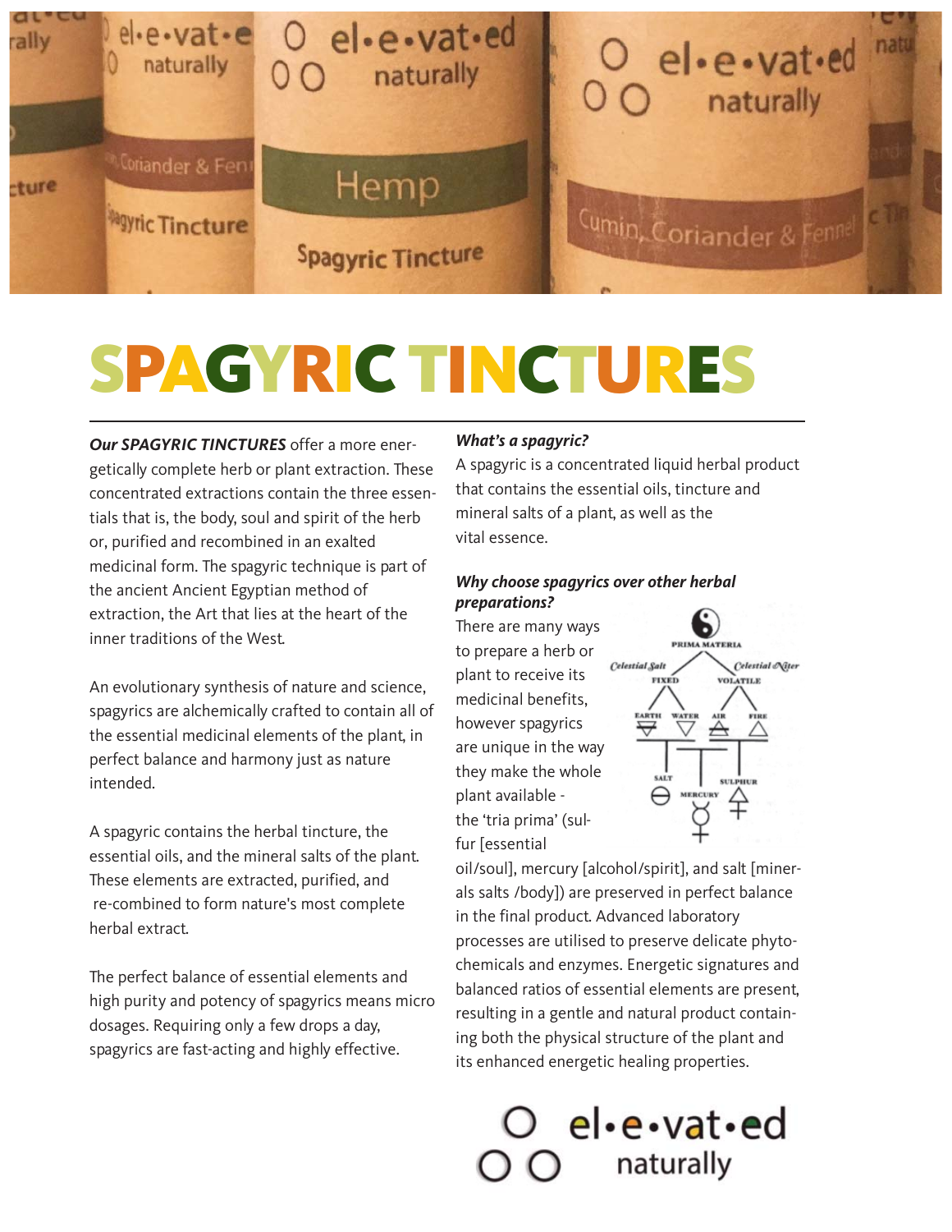# SPAGYRIC TINCTURES

***Our SPAGYRIC TINCTURES*** offer a more energetically complete herb or plant extraction. These concentrated extractions contain the three essentials that is, the body, soul and spirit of the herb or, purified and recombined in an exalted medicinal form. The spagyric technique is part of the ancient Ancient Egyptian method of extraction, the Art that lies at the heart of the inner traditions of the West.

An evolutionary synthesis of nature and science, spagyrics are alchemically crafted to contain all of the essential medicinal elements of the plant, in perfect balance and harmony just as nature intended.

A spagyric contains the herbal tincture, the essential oils, and the mineral salts of the plant. These elements are extracted, purified, and re-combined to form nature's most complete herbal extract.

The perfect balance of essential elements and high purity and potency of spagyrics means micro dosages. Requiring only a few drops a day, spagyrics are fast-acting and highly effective.

***What's a spagyric?***

A spagyric is a concentrated liquid herbal product that contains the essential oils, tincture and mineral salts of a plant, as well as the vital essence.

***Why choose spagyrics over other herbal preparations?***

There are many ways to prepare a herb or plant to receive its medicinal benefits, however spagyrics are unique in the way they make the whole plant available - the 'tria prima' (sulfur [essential oil/soul], mercury [alcohol/spirit], and salt [minerals salts /body]) are preserved in perfect balance in the final product. Advanced laboratory processes are utilised to preserve delicate phytochemicals and enzymes. Energetic signatures and balanced ratios of essential elements are present, resulting in a gentle and natural product containing both the physical structure of the plant and its enhanced energetic healing properties.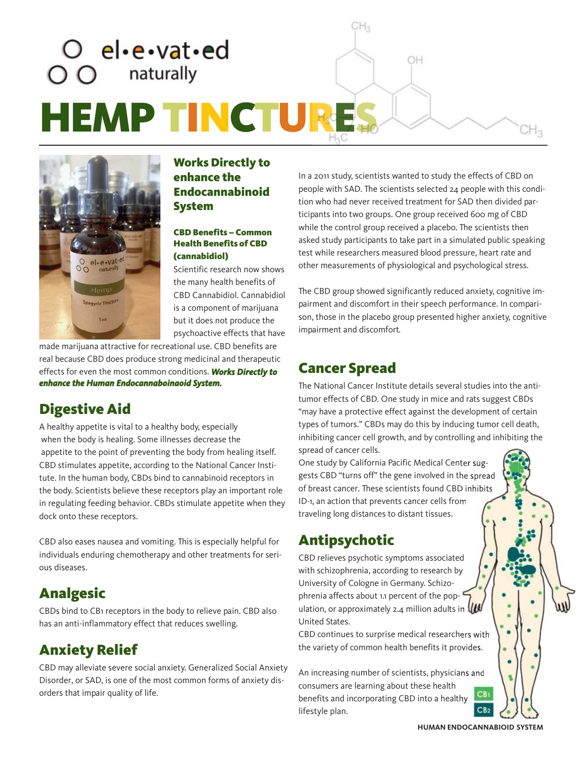el•e•vat•ed naturally

# HEMP TINCTURES

### Works Directly to enhance the Endocannabinoid System

#### CBD Benefits – Common Health Benefits of CBD (cannabidiol)

Scientific research now shows the many health benefits of CBD Cannabidiol. Cannabidiol is a component of marijuana but it does not produce the psychoactive effects that have made marijuana attractive for recreational use. CBD benefits are real because CBD does produce strong medicinal and therapeutic effects for even the most common conditions. ***Works Directly to enhance the Human Endocannaboinaoid System.***

## Digestive Aid

A healthy appetite is vital to a healthy body, especially when the body is healing. Some illnesses decrease the appetite to the point of preventing the body from healing itself. CBD stimulates appetite, according to the National Cancer Institute. In the human body, CBDs bind to cannabinoid receptors in the body. Scientists believe these receptors play an important role in regulating feeding behavior. CBDs stimulate appetite when they dock onto these receptors.

CBD also eases nausea and vomiting. This is especially helpful for individuals enduring chemotherapy and other treatments for serious diseases.

## Analgesic

CBDs bind to CB1 receptors in the body to relieve pain. CBD also has an anti-inflammatory effect that reduces swelling.

## Anxiety Relief

CBD may alleviate severe social anxiety. Generalized Social Anxiety Disorder, or SAD, is one of the most common forms of anxiety disorders that impair quality of life.

In a 2011 study, scientists wanted to study the effects of CBD on people with SAD. The scientists selected 24 people with this condition who had never received treatment for SAD then divided participants into two groups. One group received 600 mg of CBD while the control group received a placebo. The scientists then asked study participants to take part in a simulated public speaking test while researchers measured blood pressure, heart rate and other measurements of physiological and psychological stress.

The CBD group showed significantly reduced anxiety, cognitive impairment and discomfort in their speech performance. In comparison, those in the placebo group presented higher anxiety, cognitive impairment and discomfort.

## Cancer Spread

The National Cancer Institute details several studies into the anti-tumor effects of CBD. One study in mice and rats suggest CBDs "may have a protective effect against the development of certain types of tumors." CBDs may do this by inducing tumor cell death, inhibiting cancer cell growth, and by controlling and inhibiting the spread of cancer cells.

One study by California Pacific Medical Center suggests CBD "turns off" the gene involved in the spread of breast cancer. These scientists found CBD inhibits ID-1, an action that prevents cancer cells from traveling long distances to distant tissues.

## Antipsychotic

CBD relieves psychotic symptoms associated with schizophrenia, according to research by University of Cologne in Germany. Schizophrenia affects about 1.1 percent of the population, or approximately 2.4 million adults in United States.

CBD continues to surprise medical researchers with the variety of common health benefits it provides.

An increasing number of scientists, physicians and consumers are learning about these health benefits and incorporating CBD into a healthy lifestyle plan.

CB1
CB2

HUMAN ENDOCANNABIOID SYSTEM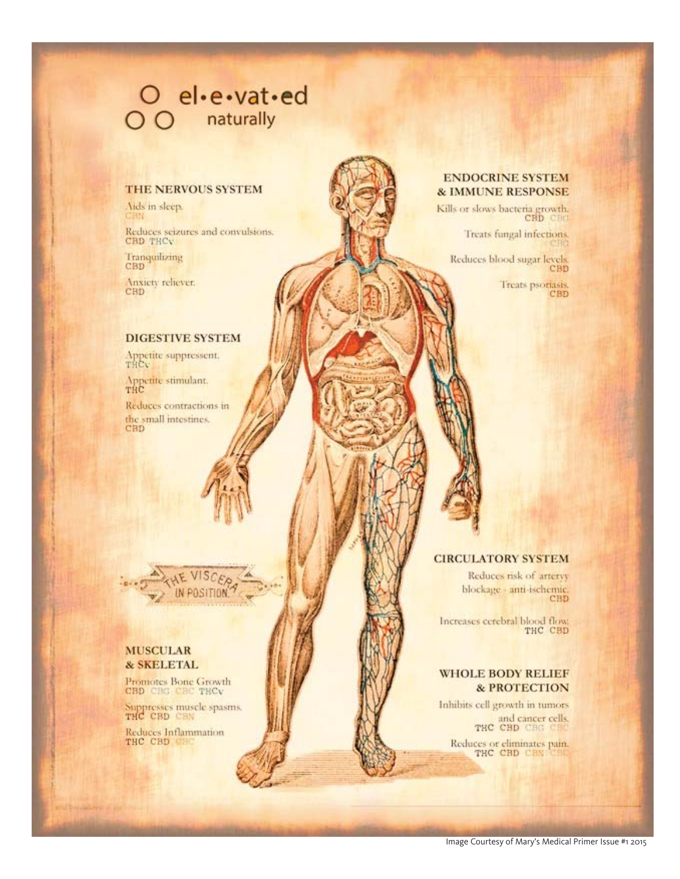el•e•vat•ed
naturally

## THE NERVOUS SYSTEM

Aids in sleep.
CBN

Reduces seizures and convulsions.
CBD THCv

Tranquilizing
CBD

Anxiety reliever.
CBD

## DIGESTIVE SYSTEM

Appetite suppressent.
THCv

Appetite stimulant.
THC

Reduces contractions in the small intestines.
CBD

## MUSCULAR & SKELETAL

Promotes Bone Growth
CBD CBG CBC THCv

Suppresses muscle spasms.
THC CBD CBN

Reduces Inflammation
THC CBD CBC

## ENDOCRINE SYSTEM & IMMUNE RESPONSE

Kills or slows bacteria growth.
CBD CBG

Treats fungal infections.
CBG

Reduces blood sugar levels.
CBD

Treats psoriasis.
CBD

## CIRCULATORY SYSTEM

Reduces risk of arteryy blockage - anti-ischemic.
CBD

Increases cerebral blood flow.
THC CBD

## WHOLE BODY RELIEF & PROTECTION

Inhibits cell growth in tumors and cancer cells.
THC CBD CBG CBC

Reduces or eliminates pain.
THC CBD CBN CBC

THE VISCERA IN POSITION.

Image Courtesy of Mary's Medical Primer Issue #1 2015